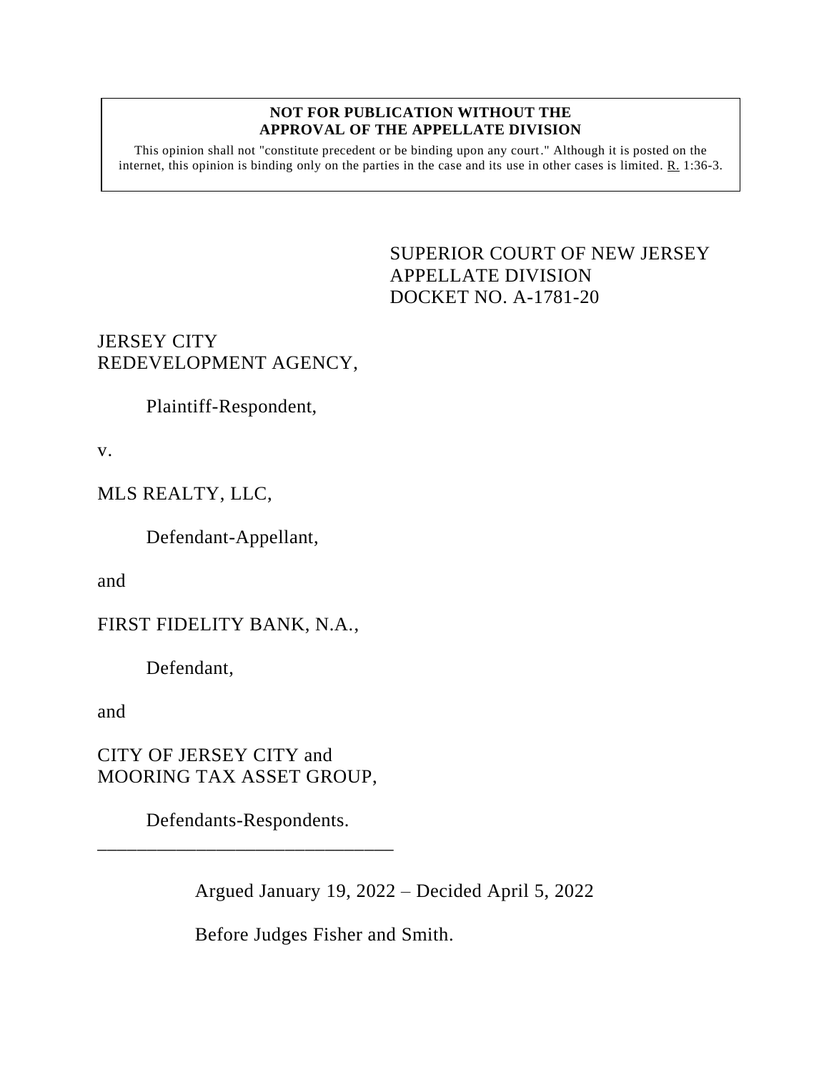**NOT FOR PUBLICATION WITHOUT THE APPROVAL OF THE APPELLATE DIVISION**

This opinion shall not "constitute precedent or be binding upon any court." Although it is posted on the internet, this opinion is binding only on the parties in the case and its use in other cases is limited. R. 1:36-3.

SUPERIOR COURT OF NEW JERSEY
APPELLATE DIVISION
DOCKET NO. A-1781-20

JERSEY CITY
REDEVELOPMENT AGENCY,

Plaintiff-Respondent,

v.

MLS REALTY, LLC,

Defendant-Appellant,

and

FIRST FIDELITY BANK, N.A.,

Defendant,

and

CITY OF JERSEY CITY and
MOORING TAX ASSET GROUP,

Defendants-Respondents.

\_\_\_\_\_\_\_\_\_\_\_\_\_\_\_\_\_\_\_\_\_\_\_\_\_\_\_\_\_\_

Argued January 19, 2022 – Decided April 5, 2022

Before Judges Fisher and Smith.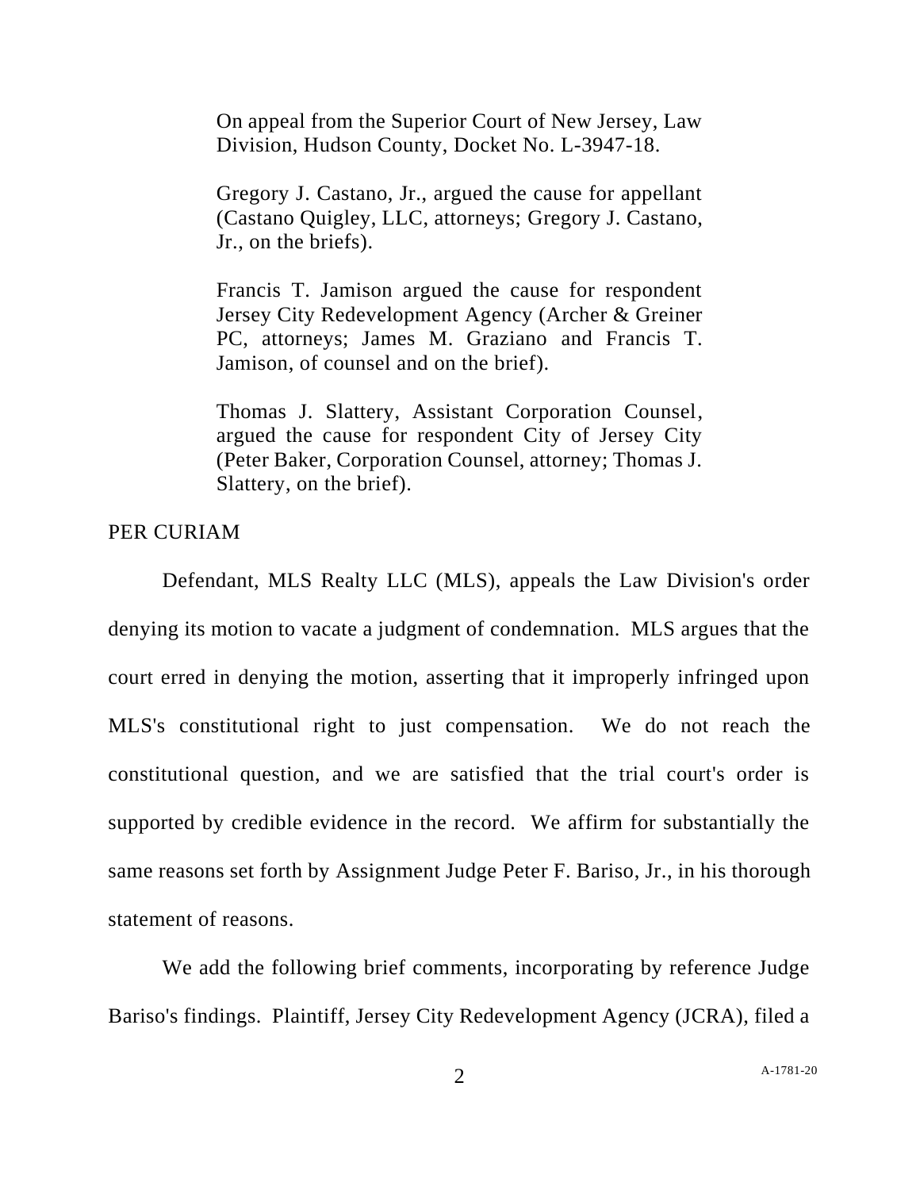On appeal from the Superior Court of New Jersey, Law Division, Hudson County, Docket No. L-3947-18.

Gregory J. Castano, Jr., argued the cause for appellant (Castano Quigley, LLC, attorneys; Gregory J. Castano, Jr., on the briefs).

Francis T. Jamison argued the cause for respondent Jersey City Redevelopment Agency (Archer & Greiner PC, attorneys; James M. Graziano and Francis T. Jamison, of counsel and on the brief).

Thomas J. Slattery, Assistant Corporation Counsel, argued the cause for respondent City of Jersey City (Peter Baker, Corporation Counsel, attorney; Thomas J. Slattery, on the brief).

PER CURIAM

Defendant, MLS Realty LLC (MLS), appeals the Law Division's order denying its motion to vacate a judgment of condemnation. MLS argues that the court erred in denying the motion, asserting that it improperly infringed upon MLS's constitutional right to just compensation. We do not reach the constitutional question, and we are satisfied that the trial court's order is supported by credible evidence in the record. We affirm for substantially the same reasons set forth by Assignment Judge Peter F. Bariso, Jr., in his thorough statement of reasons.

We add the following brief comments, incorporating by reference Judge Bariso's findings. Plaintiff, Jersey City Redevelopment Agency (JCRA), filed a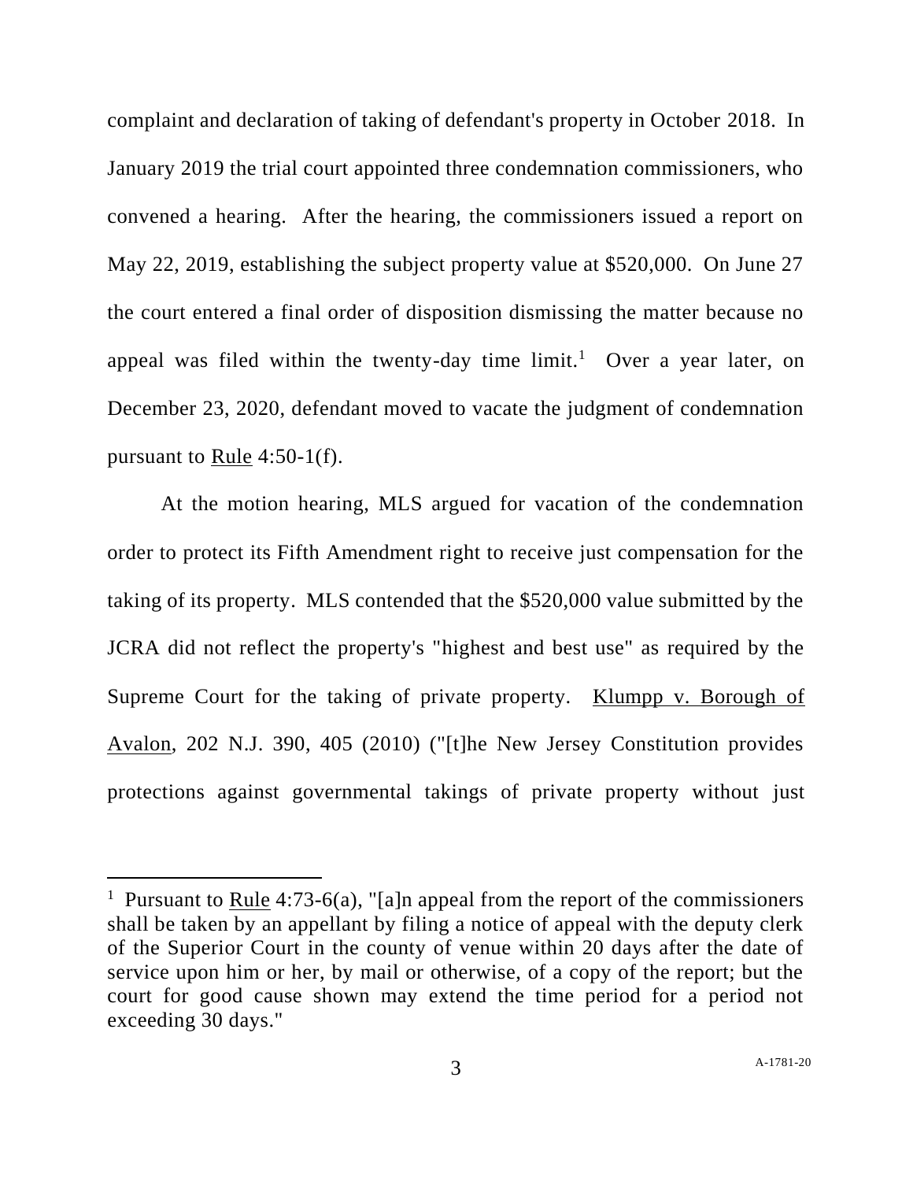complaint and declaration of taking of defendant's property in October 2018. In January 2019 the trial court appointed three condemnation commissioners, who convened a hearing. After the hearing, the commissioners issued a report on May 22, 2019, establishing the subject property value at $520,000. On June 27 the court entered a final order of disposition dismissing the matter because no appeal was filed within the twenty-day time limit.[1] Over a year later, on December 23, 2020, defendant moved to vacate the judgment of condemnation pursuant to Rule 4:50-1(f).

At the motion hearing, MLS argued for vacation of the condemnation order to protect its Fifth Amendment right to receive just compensation for the taking of its property. MLS contended that the $520,000 value submitted by the JCRA did not reflect the property's "highest and best use" as required by the Supreme Court for the taking of private property. Klumpp v. Borough of Avalon, 202 N.J. 390, 405 (2010) ("[t]he New Jersey Constitution provides protections against governmental takings of private property without just

---

[1] Pursuant to Rule 4:73-6(a), "[a]n appeal from the report of the commissioners shall be taken by an appellant by filing a notice of appeal with the deputy clerk of the Superior Court in the county of venue within 20 days after the date of service upon him or her, by mail or otherwise, of a copy of the report; but the court for good cause shown may extend the time period for a period not exceeding 30 days."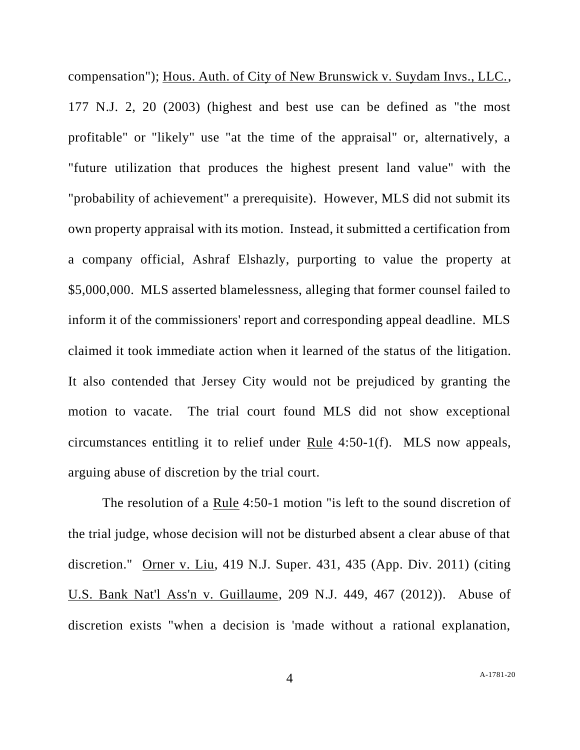compensation"); Hous. Auth. of City of New Brunswick v. Suydam Invs., LLC., 177 N.J. 2, 20 (2003) (highest and best use can be defined as "the most profitable" or "likely" use "at the time of the appraisal" or, alternatively, a "future utilization that produces the highest present land value" with the "probability of achievement" a prerequisite). However, MLS did not submit its own property appraisal with its motion. Instead, it submitted a certification from a company official, Ashraf Elshazly, purporting to value the property at $5,000,000. MLS asserted blamelessness, alleging that former counsel failed to inform it of the commissioners' report and corresponding appeal deadline. MLS claimed it took immediate action when it learned of the status of the litigation. It also contended that Jersey City would not be prejudiced by granting the motion to vacate. The trial court found MLS did not show exceptional circumstances entitling it to relief under Rule 4:50-1(f). MLS now appeals, arguing abuse of discretion by the trial court.

The resolution of a Rule 4:50-1 motion "is left to the sound discretion of the trial judge, whose decision will not be disturbed absent a clear abuse of that discretion." Orner v. Liu, 419 N.J. Super. 431, 435 (App. Div. 2011) (citing U.S. Bank Nat'l Ass'n v. Guillaume, 209 N.J. 449, 467 (2012)). Abuse of discretion exists "when a decision is 'made without a rational explanation,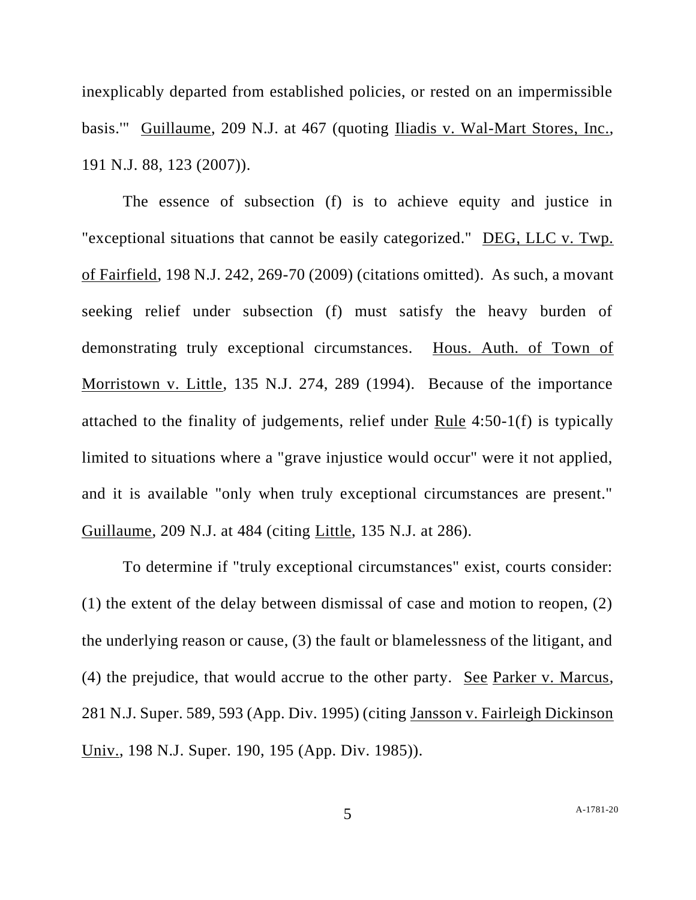inexplicably departed from established policies, or rested on an impermissible basis.'" Guillaume, 209 N.J. at 467 (quoting Iliadis v. Wal-Mart Stores, Inc., 191 N.J. 88, 123 (2007)).

The essence of subsection (f) is to achieve equity and justice in "exceptional situations that cannot be easily categorized." DEG, LLC v. Twp. of Fairfield, 198 N.J. 242, 269-70 (2009) (citations omitted). As such, a movant seeking relief under subsection (f) must satisfy the heavy burden of demonstrating truly exceptional circumstances. Hous. Auth. of Town of Morristown v. Little, 135 N.J. 274, 289 (1994). Because of the importance attached to the finality of judgements, relief under Rule 4:50-1(f) is typically limited to situations where a "grave injustice would occur" were it not applied, and it is available "only when truly exceptional circumstances are present." Guillaume, 209 N.J. at 484 (citing Little, 135 N.J. at 286).

To determine if "truly exceptional circumstances" exist, courts consider: (1) the extent of the delay between dismissal of case and motion to reopen, (2) the underlying reason or cause, (3) the fault or blamelessness of the litigant, and (4) the prejudice, that would accrue to the other party. See Parker v. Marcus, 281 N.J. Super. 589, 593 (App. Div. 1995) (citing Jansson v. Fairleigh Dickinson Univ., 198 N.J. Super. 190, 195 (App. Div. 1985)).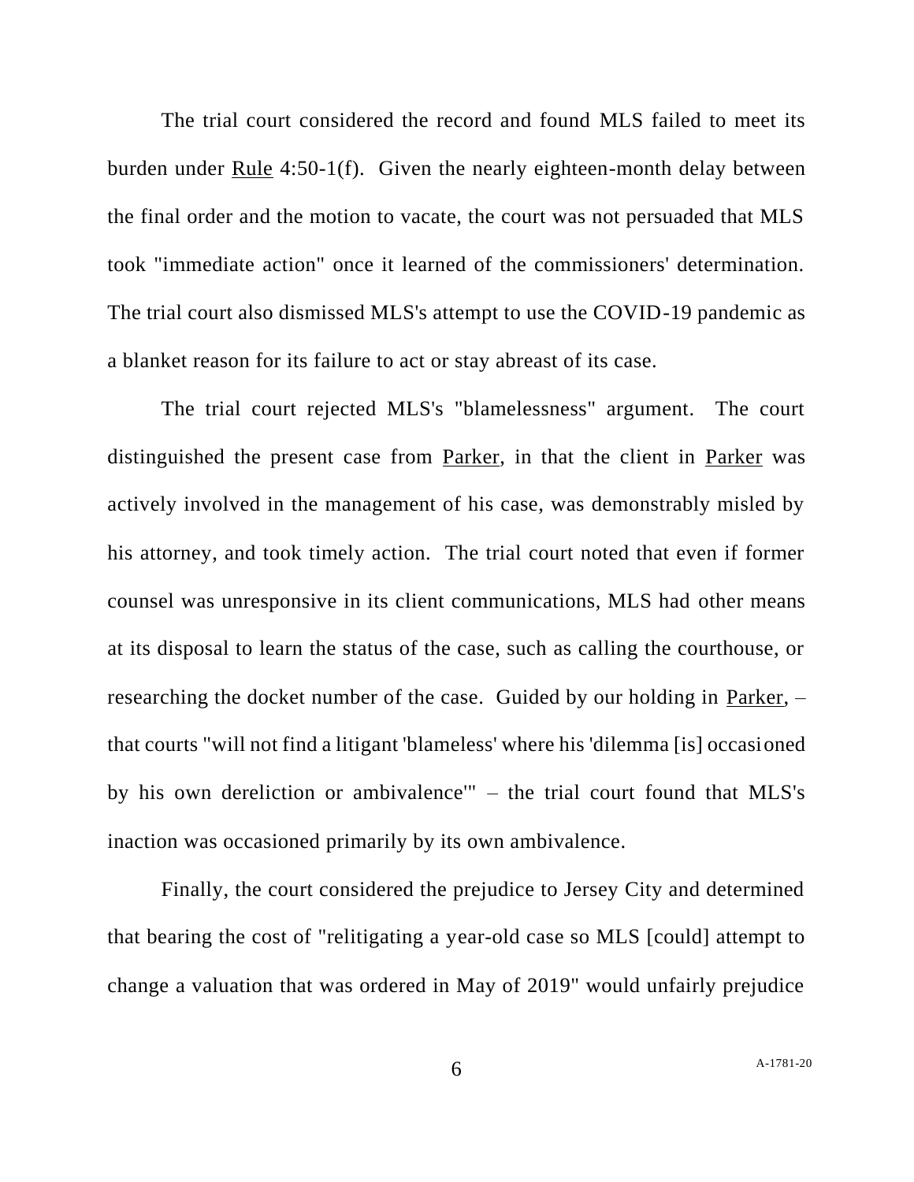The trial court considered the record and found MLS failed to meet its burden under Rule 4:50-1(f). Given the nearly eighteen-month delay between the final order and the motion to vacate, the court was not persuaded that MLS took "immediate action" once it learned of the commissioners' determination. The trial court also dismissed MLS's attempt to use the COVID-19 pandemic as a blanket reason for its failure to act or stay abreast of its case.

The trial court rejected MLS's "blamelessness" argument. The court distinguished the present case from Parker, in that the client in Parker was actively involved in the management of his case, was demonstrably misled by his attorney, and took timely action. The trial court noted that even if former counsel was unresponsive in its client communications, MLS had other means at its disposal to learn the status of the case, such as calling the courthouse, or researching the docket number of the case. Guided by our holding in Parker, – that courts "will not find a litigant 'blameless' where his 'dilemma [is] occasioned by his own dereliction or ambivalence'" – the trial court found that MLS's inaction was occasioned primarily by its own ambivalence.

Finally, the court considered the prejudice to Jersey City and determined that bearing the cost of "relitigating a year-old case so MLS [could] attempt to change a valuation that was ordered in May of 2019" would unfairly prejudice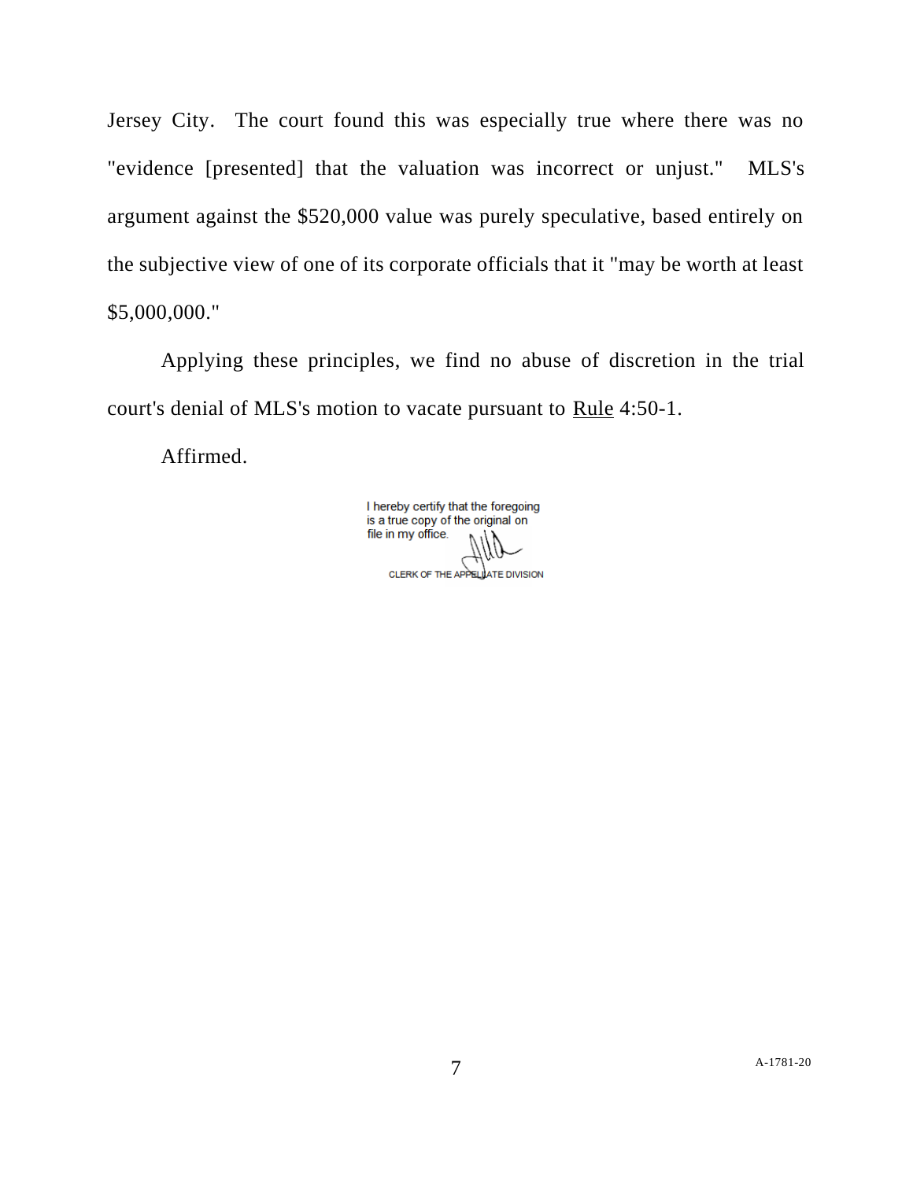Jersey City. The court found this was especially true where there was no "evidence [presented] that the valuation was incorrect or unjust." MLS's argument against the $520,000 value was purely speculative, based entirely on the subjective view of one of its corporate officials that it "may be worth at least $5,000,000."

Applying these principles, we find no abuse of discretion in the trial court's denial of MLS's motion to vacate pursuant to Rule 4:50-1.

Affirmed.

I hereby certify that the foregoing is a true copy of the original on file in my office.

CLERK OF THE APPELLATE DIVISION